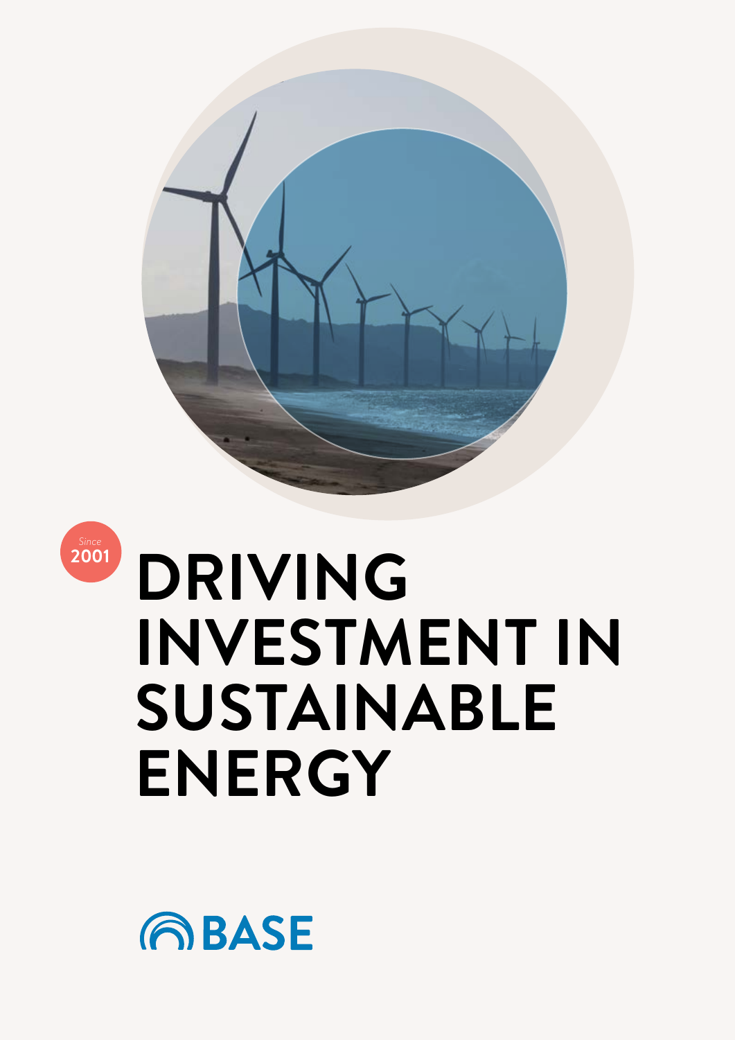Since 2001

# DRIVING INVESTMENT IN SUSTAINABLE ENERGY

BASE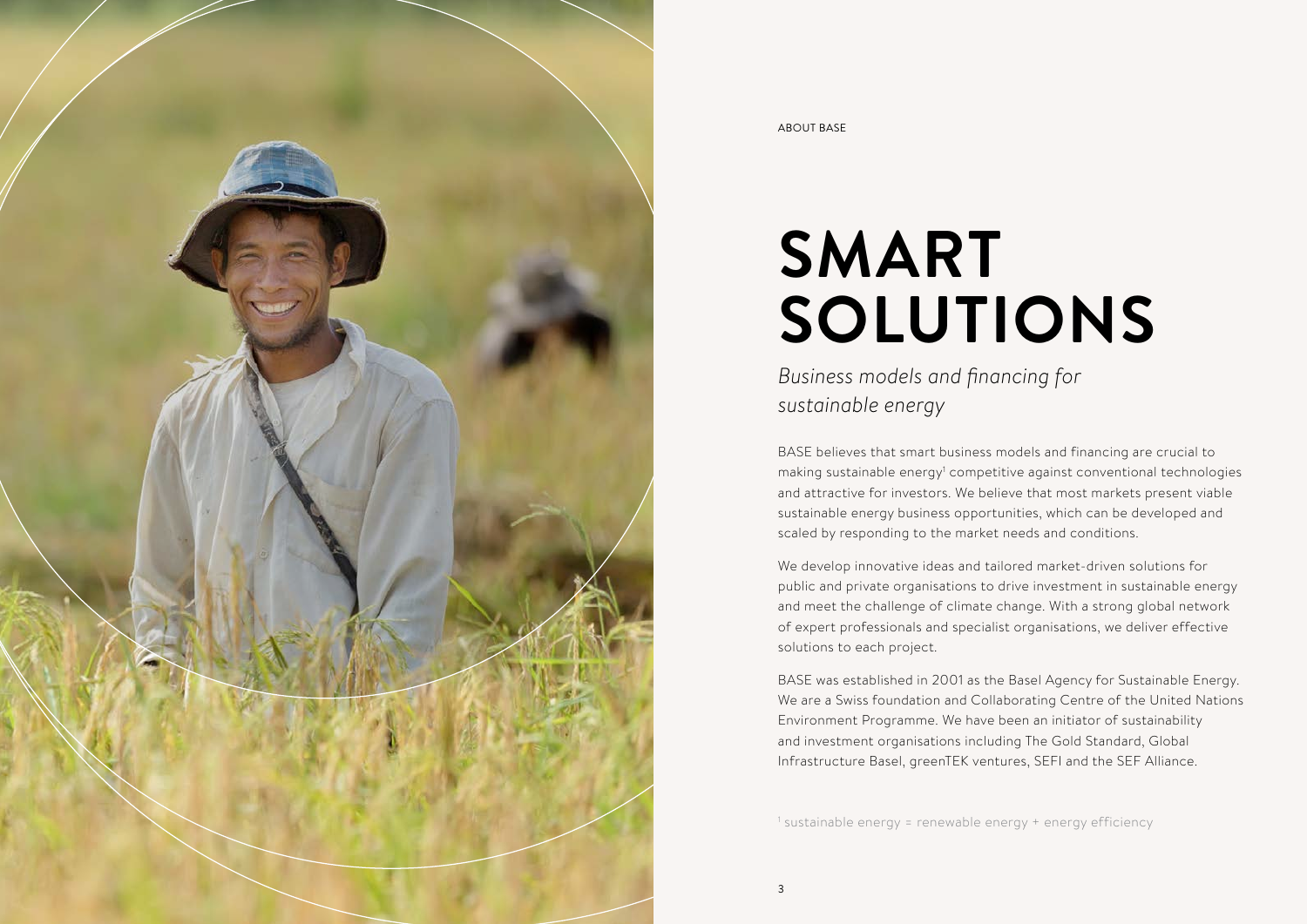ABOUT BASE

# SMART SOLUTIONS

*Business models and financing for sustainable energy*

BASE believes that smart business models and financing are crucial to making sustainable energy[1] competitive against conventional technologies and attractive for investors. We believe that most markets present viable sustainable energy business opportunities, which can be developed and scaled by responding to the market needs and conditions.

We develop innovative ideas and tailored market-driven solutions for public and private organisations to drive investment in sustainable energy and meet the challenge of climate change. With a strong global network of expert professionals and specialist organisations, we deliver effective solutions to each project.

BASE was established in 2001 as the Basel Agency for Sustainable Energy. We are a Swiss foundation and Collaborating Centre of the United Nations Environment Programme. We have been an initiator of sustainability and investment organisations including The Gold Standard, Global Infrastructure Basel, greenTEK ventures, SEFI and the SEF Alliance.

[1] sustainable energy = renewable energy + energy efficiency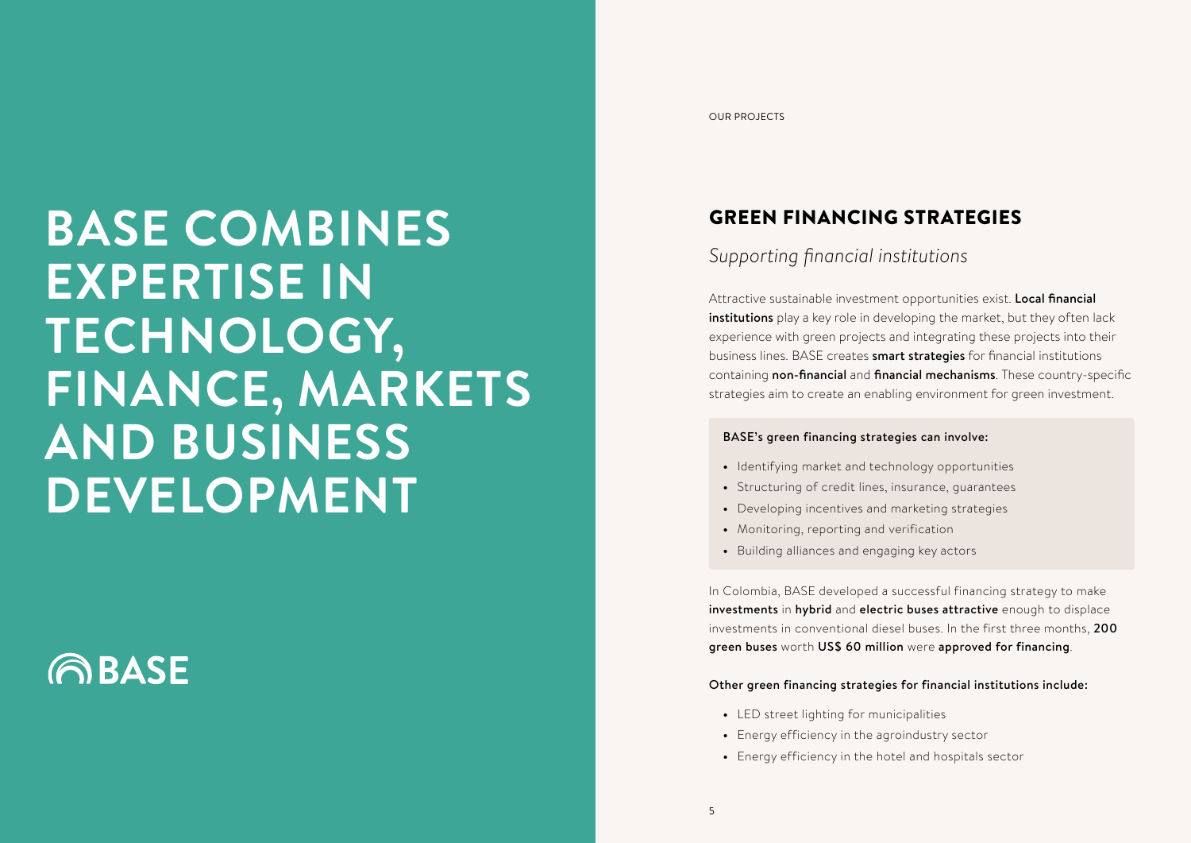# BASE COMBINES EXPERTISE IN TECHNOLOGY, FINANCE, MARKETS AND BUSINESS DEVELOPMENT

BASE

OUR PROJECTS

## GREEN FINANCING STRATEGIES

*Supporting financial institutions*

Attractive sustainable investment opportunities exist. **Local financial institutions** play a key role in developing the market, but they often lack experience with green projects and integrating these projects into their business lines. BASE creates **smart strategies** for financial institutions containing **non-financial** and **financial mechanisms**. These country-specific strategies aim to create an enabling environment for green investment.

**BASE's green financing strategies can involve:**

- Identifying market and technology opportunities
- Structuring of credit lines, insurance, guarantees
- Developing incentives and marketing strategies
- Monitoring, reporting and verification
- Building alliances and engaging key actors

In Colombia, BASE developed a successful financing strategy to make **investments** in **hybrid** and **electric buses attractive** enough to displace investments in conventional diesel buses. In the first three months, **200 green buses** worth **US$ 60 million** were **approved for financing**.

**Other green financing strategies for financial institutions include:**

- LED street lighting for municipalities
- Energy efficiency in the agroindustry sector
- Energy efficiency in the hotel and hospitals sector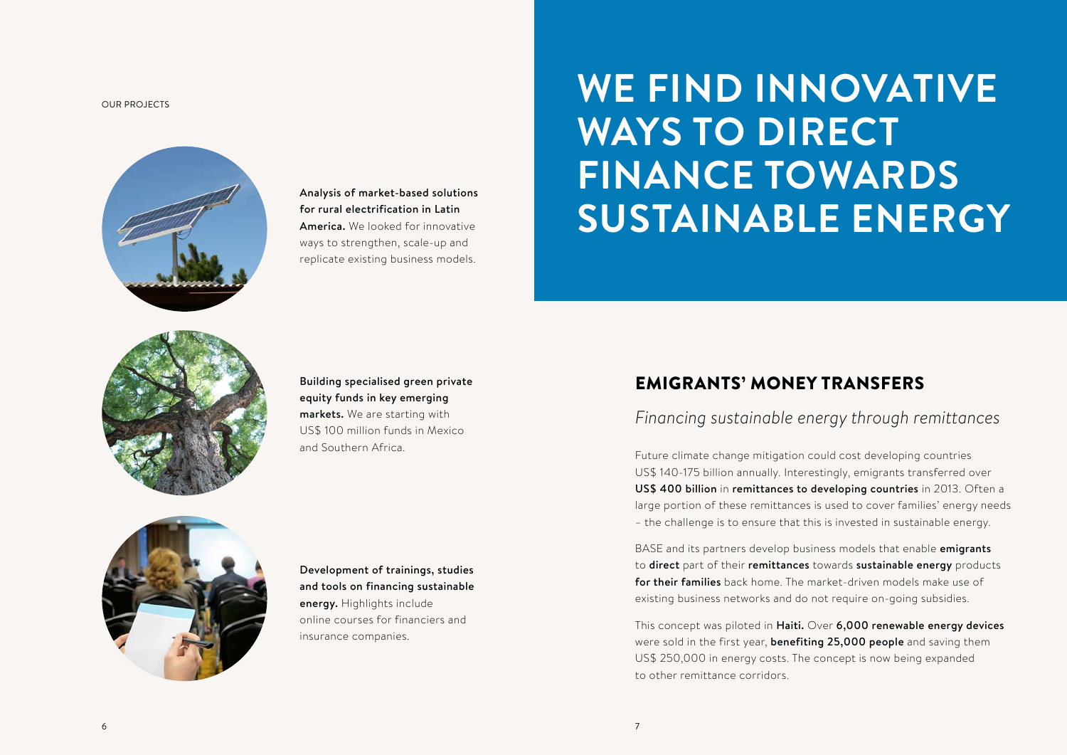OUR PROJECTS

**Analysis of market-based solutions for rural electrification in Latin America.** We looked for innovative ways to strengthen, scale-up and replicate existing business models.

**Building specialised green private equity funds in key emerging markets.** We are starting with US$ 100 million funds in Mexico and Southern Africa.

**Development of trainings, studies and tools on financing sustainable energy.** Highlights include online courses for financiers and insurance companies.

# WE FIND INNOVATIVE WAYS TO DIRECT FINANCE TOWARDS SUSTAINABLE ENERGY

## EMIGRANTS' MONEY TRANSFERS

*Financing sustainable energy through remittances*

Future climate change mitigation could cost developing countries US$ 140-175 billion annually. Interestingly, emigrants transferred over **US$ 400 billion** in **remittances to developing countries** in 2013. Often a large portion of these remittances is used to cover families' energy needs – the challenge is to ensure that this is invested in sustainable energy.

BASE and its partners develop business models that enable **emigrants** to **direct** part of their **remittances** towards **sustainable energy** products **for their families** back home. The market-driven models make use of existing business networks and do not require on-going subsidies.

This concept was piloted in **Haiti.** Over **6,000 renewable energy devices** were sold in the first year, **benefiting 25,000 people** and saving them US$ 250,000 in energy costs. The concept is now being expanded to other remittance corridors.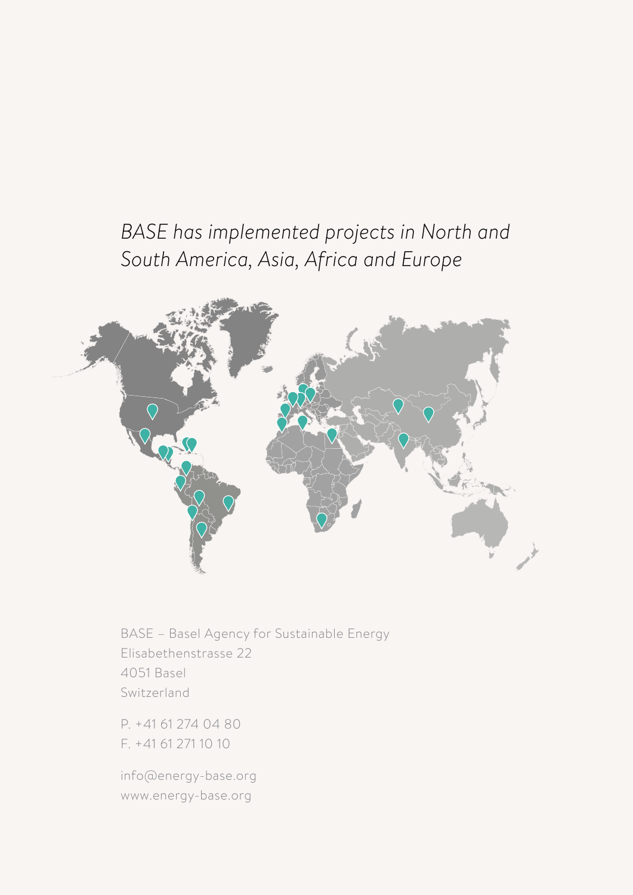*BASE has implemented projects in North and South America, Asia, Africa and Europe*

BASE – Basel Agency for Sustainable Energy
Elisabethenstrasse 22
4051 Basel
Switzerland

P. +41 61 274 04 80
F. +41 61 271 10 10

info@energy-base.org
www.energy-base.org